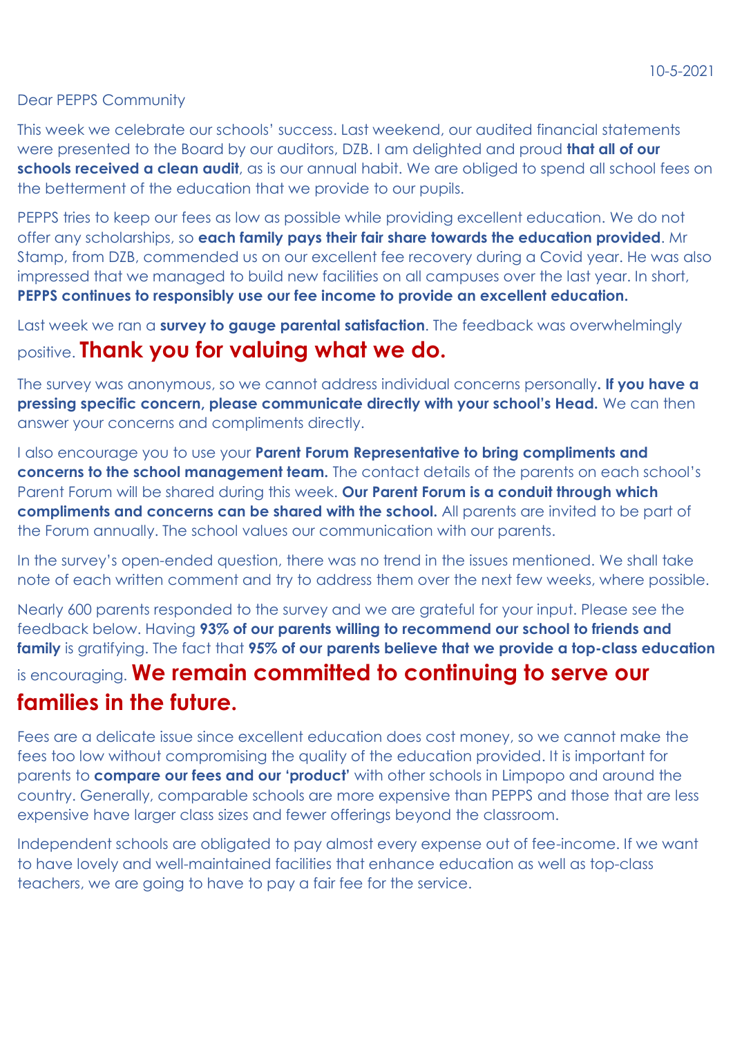10-5-2021

Dear PEPPS Community

This week we celebrate our schools' success. Last weekend, our audited financial statements were presented to the Board by our auditors, DZB. I am delighted and proud **that all of our schools received a clean audit**, as is our annual habit. We are obliged to spend all school fees on the betterment of the education that we provide to our pupils.

PEPPS tries to keep our fees as low as possible while providing excellent education. We do not offer any scholarships, so **each family pays their fair share towards the education provided**. Mr Stamp, from DZB, commended us on our excellent fee recovery during a Covid year. He was also impressed that we managed to build new facilities on all campuses over the last year. In short, **PEPPS continues to responsibly use our fee income to provide an excellent education.**

Last week we ran a **survey to gauge parental satisfaction**. The feedback was overwhelmingly positive. **Thank you for valuing what we do.**

The survey was anonymous, so we cannot address individual concerns personally**. If you have a pressing specific concern, please communicate directly with your school's Head.** We can then answer your concerns and compliments directly.

I also encourage you to use your **Parent Forum Representative to bring compliments and concerns to the school management team.** The contact details of the parents on each school's Parent Forum will be shared during this week. **Our Parent Forum is a conduit through which compliments and concerns can be shared with the school.** All parents are invited to be part of the Forum annually. The school values our communication with our parents.

In the survey's open-ended question, there was no trend in the issues mentioned. We shall take note of each written comment and try to address them over the next few weeks, where possible.

Nearly 600 parents responded to the survey and we are grateful for your input. Please see the feedback below. Having **93% of our parents willing to recommend our school to friends and family** is gratifying. The fact that **95% of our parents believe that we provide a top-class education** is encouraging. **We remain committed to continuing to serve our families in the future.**

Fees are a delicate issue since excellent education does cost money, so we cannot make the fees too low without compromising the quality of the education provided. It is important for parents to **compare our fees and our 'product'** with other schools in Limpopo and around the country. Generally, comparable schools are more expensive than PEPPS and those that are less expensive have larger class sizes and fewer offerings beyond the classroom.

Independent schools are obligated to pay almost every expense out of fee-income. If we want to have lovely and well-maintained facilities that enhance education as well as top-class teachers, we are going to have to pay a fair fee for the service.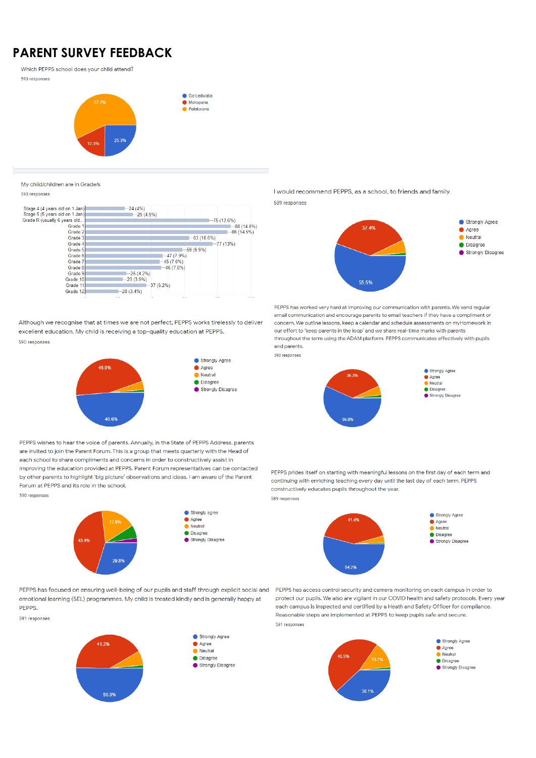# PARENT SURVEY FEEDBACK

Which PEPPS school does your child attend?

593 responses

- Ga-Ledwaba: 25.3%
- Mokopane: 17.5%
- Polokwane: 57.2%

My child/children are in Grade/s

593 responses

| Grade | Responses |
|---|---|
| Stage 4 (4 years old on 1 Jan) | 24 (4%) |
| Stage 5 (5 years old on 1 Jan) | 29 (4.9%) |
| Grade R (usually 6 years old... | 75 (12.6%) |
| Grade 1 | 88 (14.8%) |
| Grade 2 | 86 (14.5%) |
| Grade 3 | 63 (10.6%) |
| Grade 4 | 77 (13%) |
| Grade 5 | 59 (9.9%) |
| Grade 6 | 47 (7.9%) |
| Grade 7 | 45 (7.6%) |
| Grade 8 | 46 (7.8%) |
| Grade 9 | 25 (4.2%) |
| Grade 10 | 23 (3.9%) |
| Grade 11 | 37 (6.2%) |
| Grade 12 | 20 (3.4%) |

I would recommend PEPPS, as a school, to friends and family.

589 responses

- Strongly Agree: 55.5%
- Agree: 37.4%
- Neutral
- Disagree
- Strongly Disagree

Although we recognise that at times we are not perfect, PEPPS works tirelessly to deliver excellent education. My child is receiving a top-quality education at PEPPS.

590 responses

- Strongly Agree: 48.6%
- Agree: 45.9%
- Neutral
- Disagree
- Strongly Disagree

PEPPS has worked very hard at improving our communication with parents. We send regular email communication and encourage parents to email teachers if they have a compliment or concern. We outline lessons, keep a calendar and schedule assessments on myHomework in our effort to 'keep parents in the loop' and we share real-time marks with parents throughout the term using the ADAM platform. PEPPS communicates effectively with pupils and parents.

593 responses

- Strongly Agree: 56.8%
- Agree: 36.3%
- Neutral
- Disagree
- Strongly Disagree

PEPPS wishes to hear the voice of parents. Annually, in the State of PEPPS Address, parents are invited to join the Parent Forum. This is a group that meets quarterly with the Head of each school to share compliments and concerns in order to constructively assist in improving the education provided at PEPPS. Parent Forum representatives can be contacted by other parents to highlight 'big picture' observations and ideas. I am aware of the Parent Forum at PEPPS and its role in the school.

590 responses

- Strongly agree: 29.8%
- Agree: 43.4%
- Neutral: 17.8%
- Disagree
- Strongly Disagree

PEPPS prides itself on starting with meaningful lessons on the first day of each term and continuing with enriching teaching every day until the last day of each term. PEPPS constructively educates pupils throughout the year.

589 responses

- Strongly Agree: 54.2%
- Agree: 41.4%
- Neutral
- Disagree
- Strongly Disagree

PEPPS has focused on ensuring well-being of our pupils and staff through explicit social and emotional learning (SEL) programmes. My child is treated kindly and is generally happy at PEPPS.

591 responses

- Strongly Agree: 50.3%
- Agree: 41.3%
- Neutral
- Disagree
- Strongly Disagree

PEPPS has access control security and camera monitoring on each campus in order to protect our pupils. We also are vigilant in our COVID health and safety protocols. Every year each campus is inspected and certified by a Heath and Safety Officer for compliance. Reasonable steps are implemented at PEPPS to keep pupils safe and secure.

591 responses

- Strongly Agree: 38.1%
- Agree: 46.5%
- Neutral: 13.7%
- Disagree
- Strongly Disagree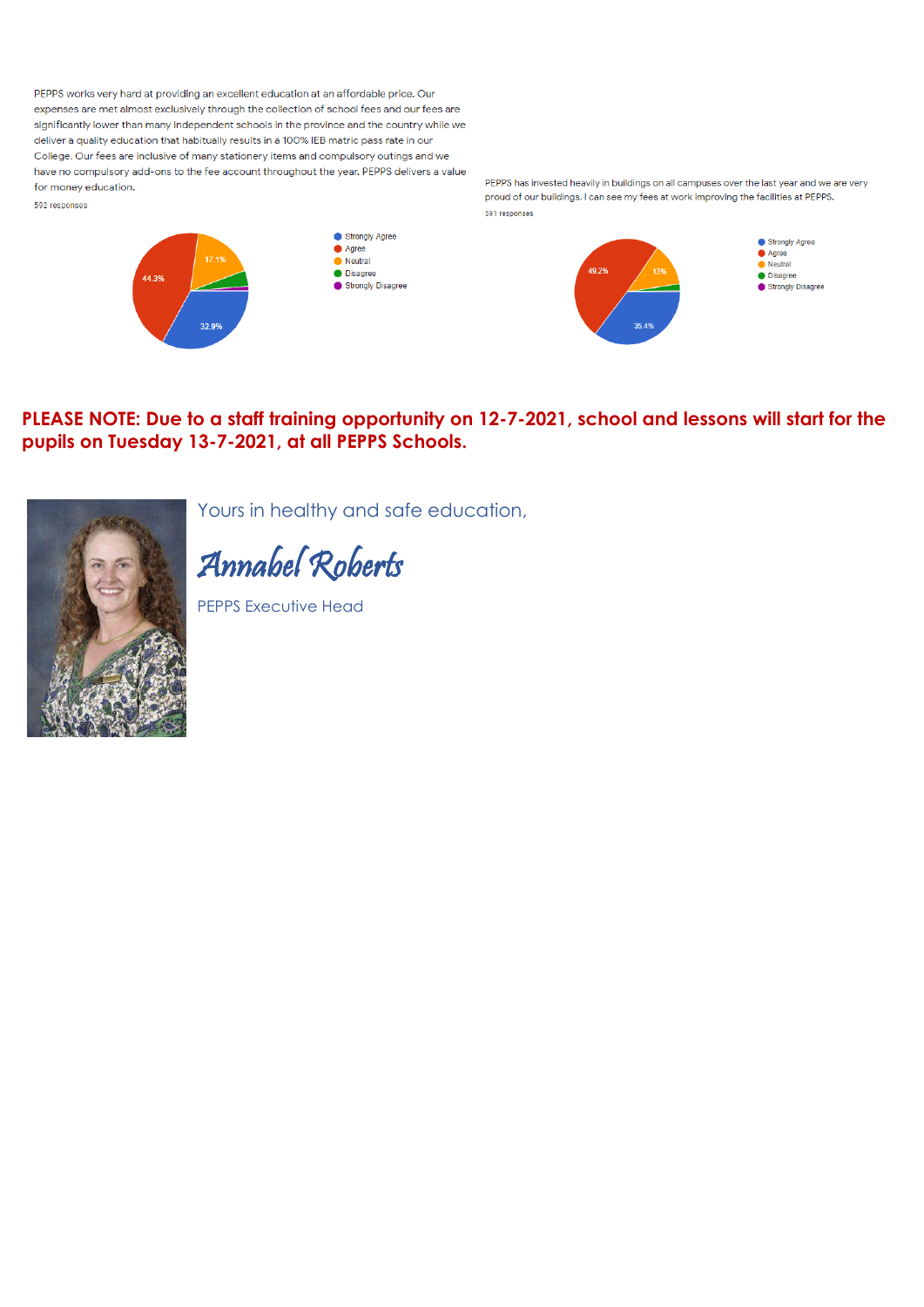PEPPS works very hard at providing an excellent education at an affordable price. Our expenses are met almost exclusively through the collection of school fees and our fees are significantly lower than many independent schools in the province and the country while we deliver a quality education that habitually results in a 100% IEB matric pass rate in our College. Our fees are inclusive of many stationery items and compulsory outings and we have no compulsory add-ons to the fee account throughout the year. PEPPS delivers a value for money education.

592 responses

17.1%
44.3%
32.9%

Strongly Agree
Agree
Neutral
Disagree
Strongly Disagree

PEPPS has invested heavily in buildings on all campuses over the last year and we are very proud of our buildings. I can see my fees at work improving the facilities at PEPPS.

591 responses

49.2%
13%
35.4%

Strongly Agree
Agree
Neutral
Disagree
Strongly Disagree

**PLEASE NOTE: Due to a staff training opportunity on 12-7-2021, school and lessons will start for the pupils on Tuesday 13-7-2021, at all PEPPS Schools.**

Yours in healthy and safe education,

*Annabel Roberts*

PEPPS Executive Head